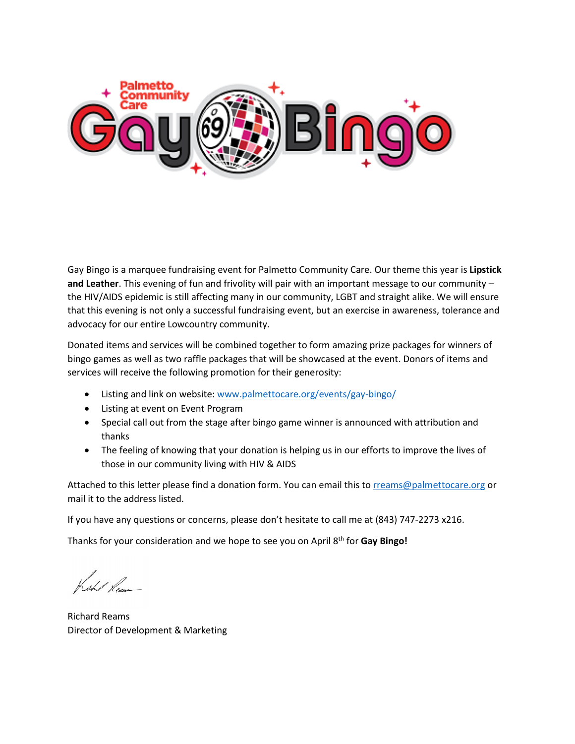# Palmetto Community Care Gay Bingo

Gay Bingo is a marquee fundraising event for Palmetto Community Care. Our theme this year is **Lipstick and Leather**. This evening of fun and frivolity will pair with an important message to our community – the HIV/AIDS epidemic is still affecting many in our community, LGBT and straight alike. We will ensure that this evening is not only a successful fundraising event, but an exercise in awareness, tolerance and advocacy for our entire Lowcountry community.

Donated items and services will be combined together to form amazing prize packages for winners of bingo games as well as two raffle packages that will be showcased at the event. Donors of items and services will receive the following promotion for their generosity:

- Listing and link on website: www.palmettocare.org/events/gay-bingo/
- Listing at event on Event Program
- Special call out from the stage after bingo game winner is announced with attribution and thanks
- The feeling of knowing that your donation is helping us in our efforts to improve the lives of those in our community living with HIV & AIDS

Attached to this letter please find a donation form. You can email this to rreams@palmettocare.org or mail it to the address listed.

If you have any questions or concerns, please don't hesitate to call me at (843) 747-2273 x216.

Thanks for your consideration and we hope to see you on April 8th for **Gay Bingo!**

Richard Reams
Director of Development & Marketing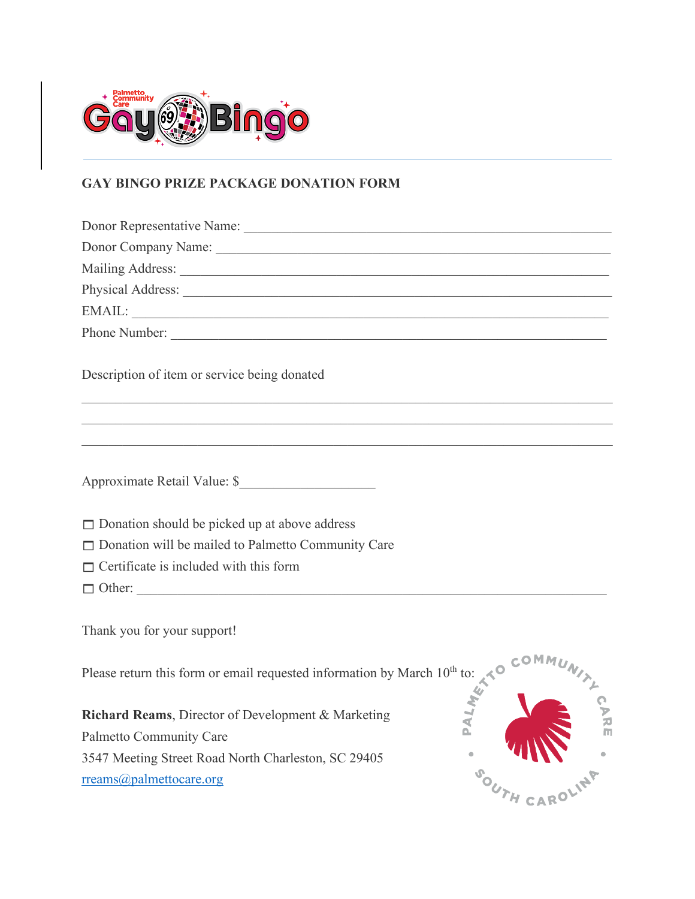## GAY BINGO PRIZE PACKAGE DONATION FORM

Donor Representative Name: ____________________________________________________

Donor Company Name: ________________________________________________________

Mailing Address: ____________________________________________________________

Physical Address: ____________________________________________________________

EMAIL: ____________________________________________________________________

Phone Number: ______________________________________________________________

Description of item or service being donated

_________________________________________________________________________

_________________________________________________________________________

_________________________________________________________________________

Approximate Retail Value: $____________________

- ☐ Donation should be picked up at above address
- ☐ Donation will be mailed to Palmetto Community Care
- ☐ Certificate is included with this form
- ☐ Other: ______________________________________________________________

Thank you for your support!

Please return this form or email requested information by March 10th to:

**Richard Reams**, Director of Development & Marketing
Palmetto Community Care
3547 Meeting Street Road North Charleston, SC 29405
rreams@palmettocare.org